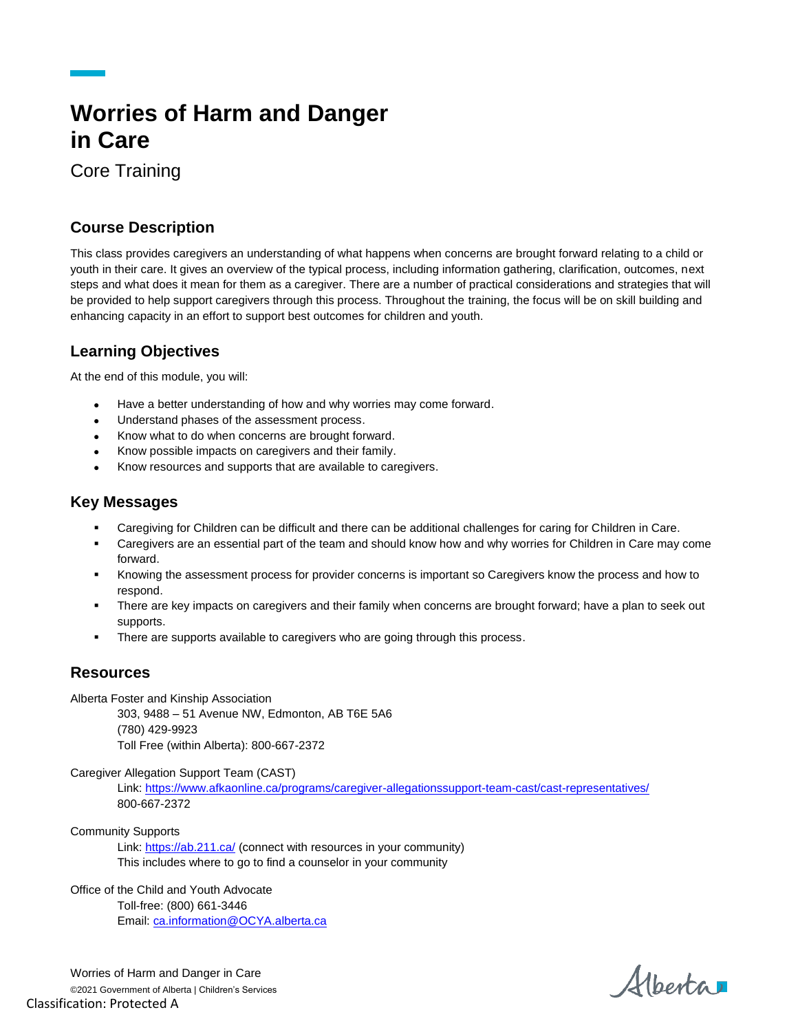# Worries of Harm and Danger in Care

Core Training

## Course Description

This class provides caregivers an understanding of what happens when concerns are brought forward relating to a child or youth in their care. It gives an overview of the typical process, including information gathering, clarification, outcomes, next steps and what does it mean for them as a caregiver. There are a number of practical considerations and strategies that will be provided to help support caregivers through this process. Throughout the training, the focus will be on skill building and enhancing capacity in an effort to support best outcomes for children and youth.

## Learning Objectives

At the end of this module, you will:

- Have a better understanding of how and why worries may come forward.
- Understand phases of the assessment process.
- Know what to do when concerns are brought forward.
- Know possible impacts on caregivers and their family.
- Know resources and supports that are available to caregivers.

## Key Messages

- Caregiving for Children can be difficult and there can be additional challenges for caring for Children in Care.
- Caregivers are an essential part of the team and should know how and why worries for Children in Care may come forward.
- Knowing the assessment process for provider concerns is important so Caregivers know the process and how to respond.
- There are key impacts on caregivers and their family when concerns are brought forward; have a plan to seek out supports.
- There are supports available to caregivers who are going through this process.

## Resources

Alberta Foster and Kinship Association
303, 9488 – 51 Avenue NW, Edmonton, AB T6E 5A6
(780) 429-9923
Toll Free (within Alberta): 800-667-2372

Caregiver Allegation Support Team (CAST)
Link: https://www.afkaonline.ca/programs/caregiver-allegationssupport-team-cast/cast-representatives/
800-667-2372

Community Supports
Link: https://ab.211.ca/ (connect with resources in your community)
This includes where to go to find a counselor in your community

Office of the Child and Youth Advocate
Toll-free: (800) 661-3446
Email: ca.information@OCYA.alberta.ca

©2021 Government of Alberta | Children's Services

Classification: Protected A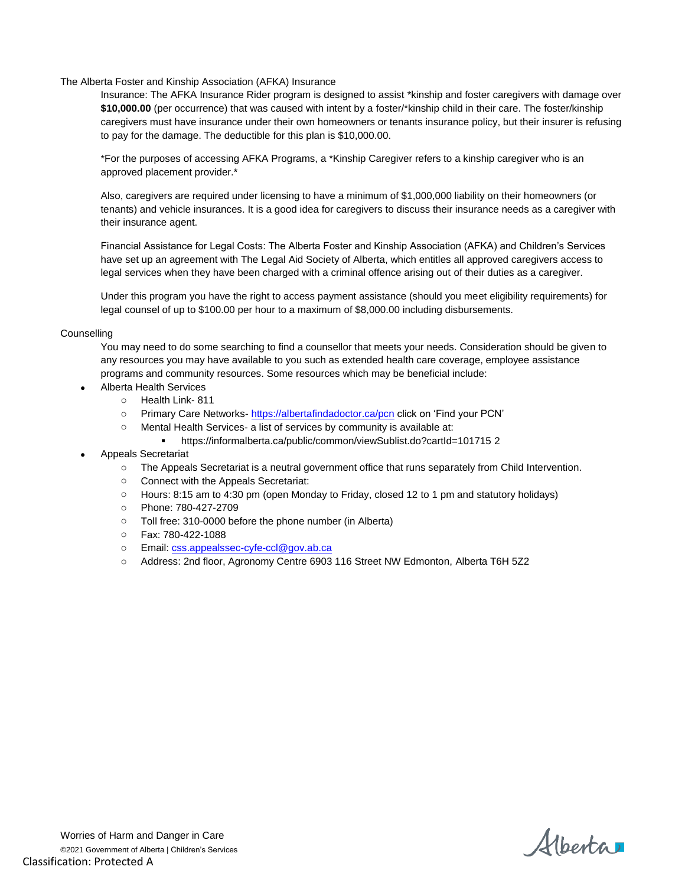## The Alberta Foster and Kinship Association (AFKA) Insurance

Insurance: The AFKA Insurance Rider program is designed to assist *kinship and foster caregivers with damage over **$10,000.00** (per occurrence) that was caused with intent by a foster/*kinship child in their care. The foster/kinship caregivers must have insurance under their own homeowners or tenants insurance policy, but their insurer is refusing to pay for the damage. The deductible for this plan is $10,000.00.

*For the purposes of accessing AFKA Programs, a *Kinship Caregiver refers to a kinship caregiver who is an approved placement provider.*

Also, caregivers are required under licensing to have a minimum of $1,000,000 liability on their homeowners (or tenants) and vehicle insurances. It is a good idea for caregivers to discuss their insurance needs as a caregiver with their insurance agent.

Financial Assistance for Legal Costs: The Alberta Foster and Kinship Association (AFKA) and Children's Services have set up an agreement with The Legal Aid Society of Alberta, which entitles all approved caregivers access to legal services when they have been charged with a criminal offence arising out of their duties as a caregiver.

Under this program you have the right to access payment assistance (should you meet eligibility requirements) for legal counsel of up to $100.00 per hour to a maximum of $8,000.00 including disbursements.

## Counselling

You may need to do some searching to find a counsellor that meets your needs. Consideration should be given to any resources you may have available to you such as extended health care coverage, employee assistance programs and community resources. Some resources which may be beneficial include:

- Alberta Health Services
  - Health Link- 811
  - Primary Care Networks- https://albertafindadoctor.ca/pcn click on 'Find your PCN'
  - Mental Health Services- a list of services by community is available at:
    - https://informalberta.ca/public/common/viewSublist.do?cartId=101715 2
- Appeals Secretariat
  - The Appeals Secretariat is a neutral government office that runs separately from Child Intervention.
  - Connect with the Appeals Secretariat:
  - Hours: 8:15 am to 4:30 pm (open Monday to Friday, closed 12 to 1 pm and statutory holidays)
  - Phone: 780-427-2709
  - Toll free: 310-0000 before the phone number (in Alberta)
  - Fax: 780-422-1088
  - Email: css.appealssec-cyfe-ccl@gov.ab.ca
  - Address: 2nd floor, Agronomy Centre 6903 116 Street NW Edmonton, Alberta T6H 5Z2